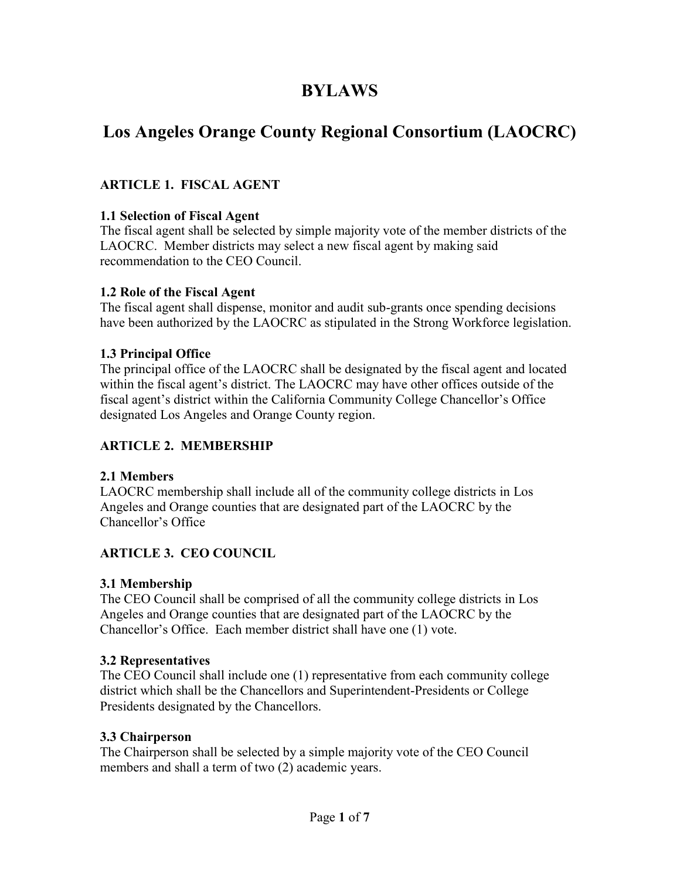# BYLAWS

# Los Angeles Orange County Regional Consortium (LAOCRC)

## ARTICLE 1. FISCAL AGENT

### 1.1 Selection of Fiscal Agent

The fiscal agent shall be selected by simple majority vote of the member districts of the LAOCRC. Member districts may select a new fiscal agent by making said recommendation to the CEO Council.

### 1.2 Role of the Fiscal Agent

The fiscal agent shall dispense, monitor and audit sub-grants once spending decisions have been authorized by the LAOCRC as stipulated in the Strong Workforce legislation.

### 1.3 Principal Office

The principal office of the LAOCRC shall be designated by the fiscal agent and located within the fiscal agent's district. The LAOCRC may have other offices outside of the fiscal agent's district within the California Community College Chancellor's Office designated Los Angeles and Orange County region.

## ARTICLE 2. MEMBERSHIP

### 2.1 Members

LAOCRC membership shall include all of the community college districts in Los Angeles and Orange counties that are designated part of the LAOCRC by the Chancellor's Office

## ARTICLE 3. CEO COUNCIL

### 3.1 Membership

The CEO Council shall be comprised of all the community college districts in Los Angeles and Orange counties that are designated part of the LAOCRC by the Chancellor's Office. Each member district shall have one (1) vote.

### 3.2 Representatives

The CEO Council shall include one (1) representative from each community college district which shall be the Chancellors and Superintendent-Presidents or College Presidents designated by the Chancellors.

### 3.3 Chairperson

The Chairperson shall be selected by a simple majority vote of the CEO Council members and shall a term of two (2) academic years.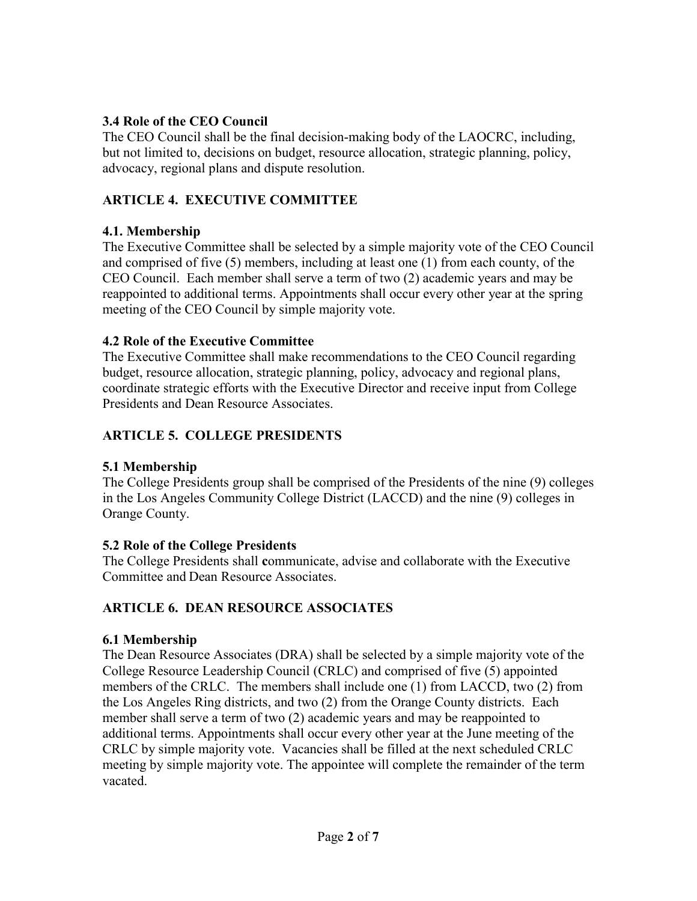### 3.4 Role of the CEO Council

The CEO Council shall be the final decision-making body of the LAOCRC, including, but not limited to, decisions on budget, resource allocation, strategic planning, policy, advocacy, regional plans and dispute resolution.

## ARTICLE 4. EXECUTIVE COMMITTEE

### 4.1. Membership

The Executive Committee shall be selected by a simple majority vote of the CEO Council and comprised of five (5) members, including at least one (1) from each county, of the CEO Council. Each member shall serve a term of two (2) academic years and may be reappointed to additional terms. Appointments shall occur every other year at the spring meeting of the CEO Council by simple majority vote.

### 4.2 Role of the Executive Committee

The Executive Committee shall make recommendations to the CEO Council regarding budget, resource allocation, strategic planning, policy, advocacy and regional plans, coordinate strategic efforts with the Executive Director and receive input from College Presidents and Dean Resource Associates.

## ARTICLE 5. COLLEGE PRESIDENTS

### 5.1 Membership

The College Presidents group shall be comprised of the Presidents of the nine (9) colleges in the Los Angeles Community College District (LACCD) and the nine (9) colleges in Orange County.

### 5.2 Role of the College Presidents

The College Presidents shall **c**ommunicate, advise and collaborate with the Executive Committee and Dean Resource Associates.

## ARTICLE 6. DEAN RESOURCE ASSOCIATES

### 6.1 Membership

The Dean Resource Associates (DRA) shall be selected by a simple majority vote of the College Resource Leadership Council (CRLC) and comprised of five (5) appointed members of the CRLC. The members shall include one (1) from LACCD, two (2) from the Los Angeles Ring districts, and two (2) from the Orange County districts. Each member shall serve a term of two (2) academic years and may be reappointed to additional terms. Appointments shall occur every other year at the June meeting of the CRLC by simple majority vote. Vacancies shall be filled at the next scheduled CRLC meeting by simple majority vote. The appointee will complete the remainder of the term vacated.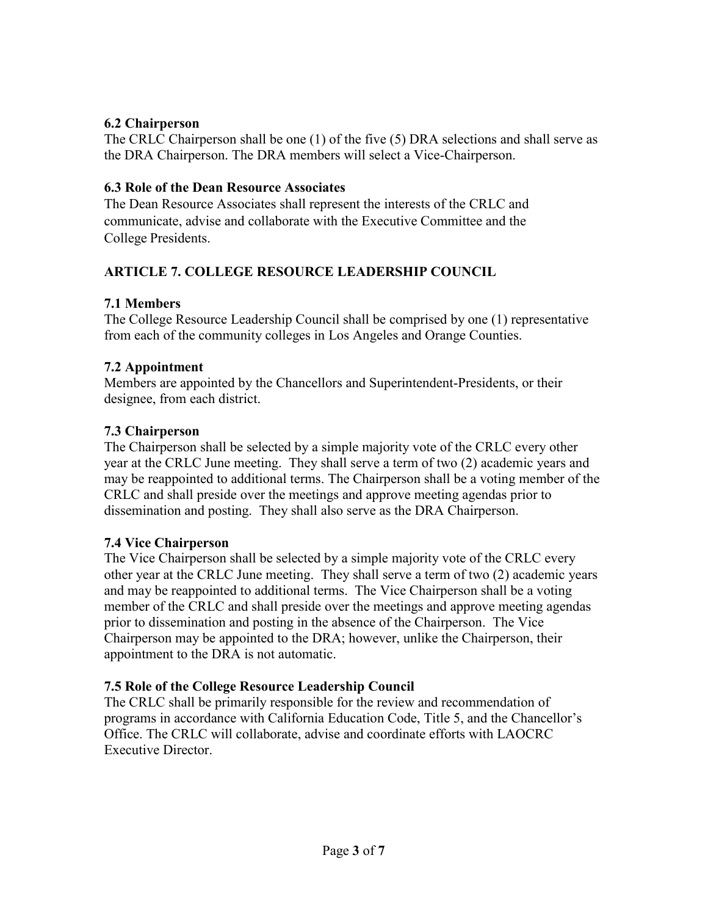### 6.2 Chairperson

The CRLC Chairperson shall be one (1) of the five (5) DRA selections and shall serve as the DRA Chairperson. The DRA members will select a Vice-Chairperson.

### 6.3 Role of the Dean Resource Associates

The Dean Resource Associates shall represent the interests of the CRLC and communicate, advise and collaborate with the Executive Committee and the College Presidents.

## ARTICLE 7. COLLEGE RESOURCE LEADERSHIP COUNCIL

### 7.1 Members

The College Resource Leadership Council shall be comprised by one (1) representative from each of the community colleges in Los Angeles and Orange Counties.

### 7.2 Appointment

Members are appointed by the Chancellors and Superintendent-Presidents, or their designee, from each district.

### 7.3 Chairperson

The Chairperson shall be selected by a simple majority vote of the CRLC every other year at the CRLC June meeting. They shall serve a term of two (2) academic years and may be reappointed to additional terms. The Chairperson shall be a voting member of the CRLC and shall preside over the meetings and approve meeting agendas prior to dissemination and posting. They shall also serve as the DRA Chairperson.

### 7.4 Vice Chairperson

The Vice Chairperson shall be selected by a simple majority vote of the CRLC every other year at the CRLC June meeting. They shall serve a term of two (2) academic years and may be reappointed to additional terms. The Vice Chairperson shall be a voting member of the CRLC and shall preside over the meetings and approve meeting agendas prior to dissemination and posting in the absence of the Chairperson. The Vice Chairperson may be appointed to the DRA; however, unlike the Chairperson, their appointment to the DRA is not automatic.

### 7.5 Role of the College Resource Leadership Council

The CRLC shall be primarily responsible for the review and recommendation of programs in accordance with California Education Code, Title 5, and the Chancellor's Office. The CRLC will collaborate, advise and coordinate efforts with LAOCRC Executive Director.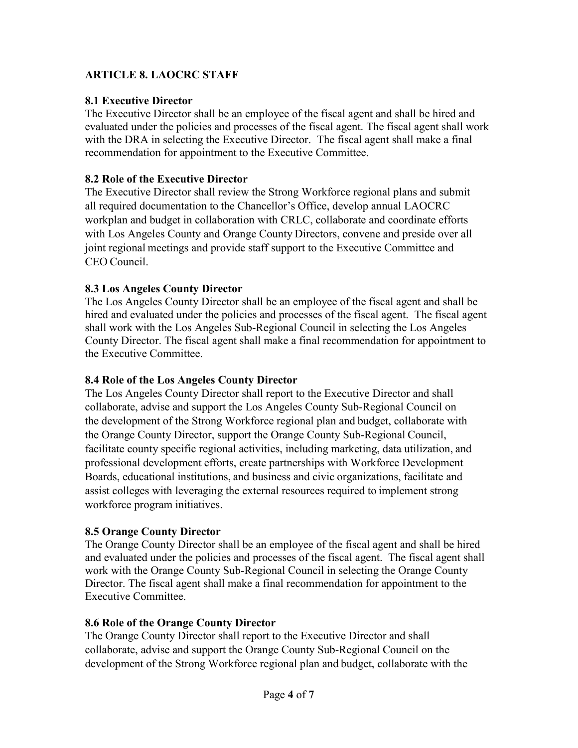## ARTICLE 8. LAOCRC STAFF

### 8.1 Executive Director

The Executive Director shall be an employee of the fiscal agent and shall be hired and evaluated under the policies and processes of the fiscal agent. The fiscal agent shall work with the DRA in selecting the Executive Director. The fiscal agent shall make a final recommendation for appointment to the Executive Committee.

### 8.2 Role of the Executive Director

The Executive Director shall review the Strong Workforce regional plans and submit all required documentation to the Chancellor's Office, develop annual LAOCRC workplan and budget in collaboration with CRLC, collaborate and coordinate efforts with Los Angeles County and Orange County Directors, convene and preside over all joint regional meetings and provide staff support to the Executive Committee and CEO Council.

### 8.3 Los Angeles County Director

The Los Angeles County Director shall be an employee of the fiscal agent and shall be hired and evaluated under the policies and processes of the fiscal agent. The fiscal agent shall work with the Los Angeles Sub-Regional Council in selecting the Los Angeles County Director. The fiscal agent shall make a final recommendation for appointment to the Executive Committee.

### 8.4 Role of the Los Angeles County Director

The Los Angeles County Director shall report to the Executive Director and shall collaborate, advise and support the Los Angeles County Sub-Regional Council on the development of the Strong Workforce regional plan and budget, collaborate with the Orange County Director, support the Orange County Sub-Regional Council, facilitate county specific regional activities, including marketing, data utilization, and professional development efforts, create partnerships with Workforce Development Boards, educational institutions, and business and civic organizations, facilitate and assist colleges with leveraging the external resources required to implement strong workforce program initiatives.

### 8.5 Orange County Director

The Orange County Director shall be an employee of the fiscal agent and shall be hired and evaluated under the policies and processes of the fiscal agent. The fiscal agent shall work with the Orange County Sub-Regional Council in selecting the Orange County Director. The fiscal agent shall make a final recommendation for appointment to the Executive Committee.

### 8.6 Role of the Orange County Director

The Orange County Director shall report to the Executive Director and shall collaborate, advise and support the Orange County Sub-Regional Council on the development of the Strong Workforce regional plan and budget, collaborate with the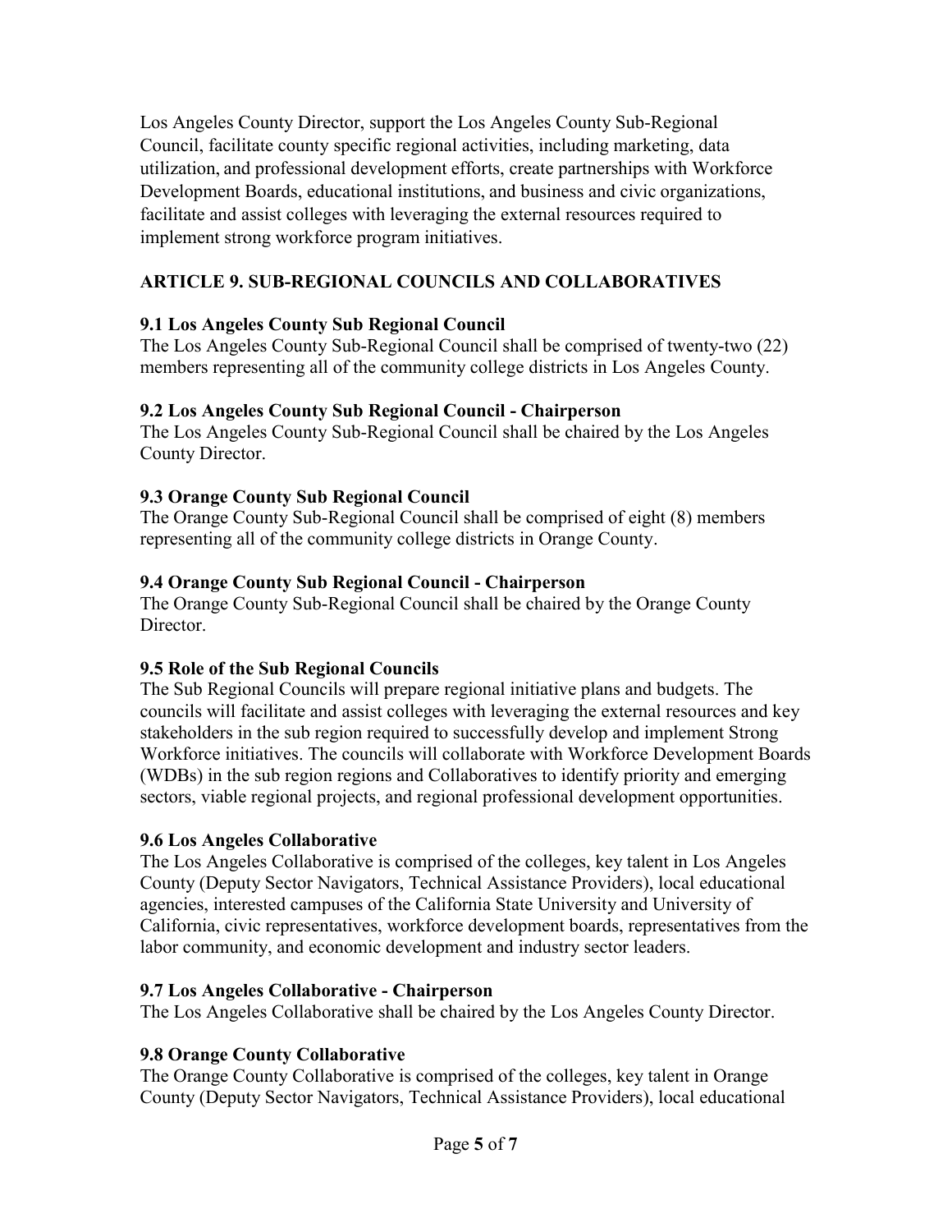Los Angeles County Director, support the Los Angeles County Sub-Regional Council, facilitate county specific regional activities, including marketing, data utilization, and professional development efforts, create partnerships with Workforce Development Boards, educational institutions, and business and civic organizations, facilitate and assist colleges with leveraging the external resources required to implement strong workforce program initiatives.

## ARTICLE 9. SUB-REGIONAL COUNCILS AND COLLABORATIVES

### 9.1 Los Angeles County Sub Regional Council

The Los Angeles County Sub-Regional Council shall be comprised of twenty-two (22) members representing all of the community college districts in Los Angeles County.

### 9.2 Los Angeles County Sub Regional Council - Chairperson

The Los Angeles County Sub-Regional Council shall be chaired by the Los Angeles County Director.

### 9.3 Orange County Sub Regional Council

The Orange County Sub-Regional Council shall be comprised of eight (8) members representing all of the community college districts in Orange County.

### 9.4 Orange County Sub Regional Council - Chairperson

The Orange County Sub-Regional Council shall be chaired by the Orange County Director.

### 9.5 Role of the Sub Regional Councils

The Sub Regional Councils will prepare regional initiative plans and budgets. The councils will facilitate and assist colleges with leveraging the external resources and key stakeholders in the sub region required to successfully develop and implement Strong Workforce initiatives. The councils will collaborate with Workforce Development Boards (WDBs) in the sub region regions and Collaboratives to identify priority and emerging sectors, viable regional projects, and regional professional development opportunities.

### 9.6 Los Angeles Collaborative

The Los Angeles Collaborative is comprised of the colleges, key talent in Los Angeles County (Deputy Sector Navigators, Technical Assistance Providers), local educational agencies, interested campuses of the California State University and University of California, civic representatives, workforce development boards, representatives from the labor community, and economic development and industry sector leaders.

### 9.7 Los Angeles Collaborative - Chairperson

The Los Angeles Collaborative shall be chaired by the Los Angeles County Director.

### 9.8 Orange County Collaborative

The Orange County Collaborative is comprised of the colleges, key talent in Orange County (Deputy Sector Navigators, Technical Assistance Providers), local educational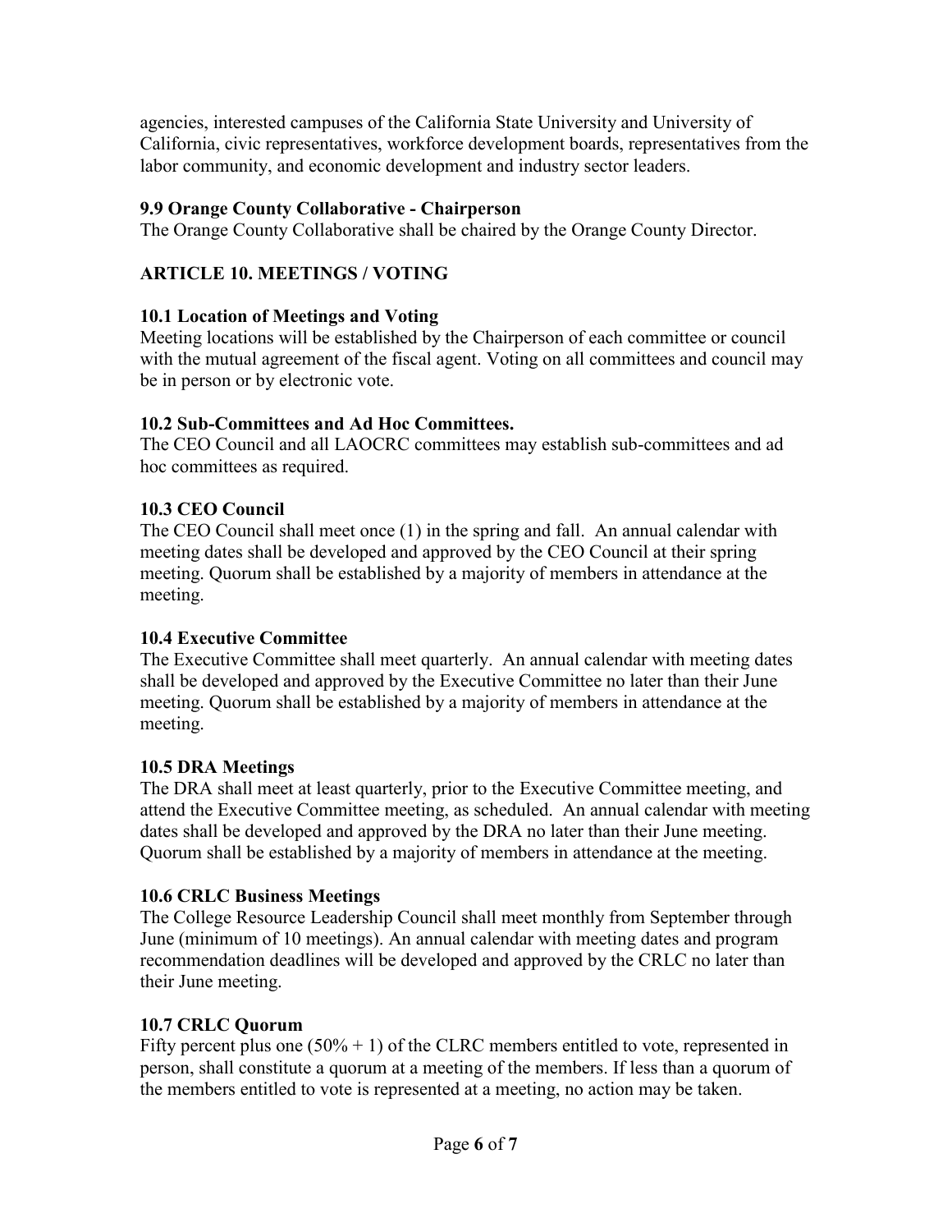agencies, interested campuses of the California State University and University of California, civic representatives, workforce development boards, representatives from the labor community, and economic development and industry sector leaders.

**9.9 Orange County Collaborative - Chairperson**

The Orange County Collaborative shall be chaired by the Orange County Director.

## ARTICLE 10. MEETINGS / VOTING

**10.1 Location of Meetings and Voting**

Meeting locations will be established by the Chairperson of each committee or council with the mutual agreement of the fiscal agent. Voting on all committees and council may be in person or by electronic vote.

**10.2 Sub-Committees and Ad Hoc Committees.**

The CEO Council and all LAOCRC committees may establish sub-committees and ad hoc committees as required.

**10.3 CEO Council**

The CEO Council shall meet once (1) in the spring and fall. An annual calendar with meeting dates shall be developed and approved by the CEO Council at their spring meeting. Quorum shall be established by a majority of members in attendance at the meeting.

**10.4 Executive Committee**

The Executive Committee shall meet quarterly. An annual calendar with meeting dates shall be developed and approved by the Executive Committee no later than their June meeting. Quorum shall be established by a majority of members in attendance at the meeting.

**10.5 DRA Meetings**

The DRA shall meet at least quarterly, prior to the Executive Committee meeting, and attend the Executive Committee meeting, as scheduled. An annual calendar with meeting dates shall be developed and approved by the DRA no later than their June meeting. Quorum shall be established by a majority of members in attendance at the meeting.

**10.6 CRLC Business Meetings**

The College Resource Leadership Council shall meet monthly from September through June (minimum of 10 meetings). An annual calendar with meeting dates and program recommendation deadlines will be developed and approved by the CRLC no later than their June meeting.

**10.7 CRLC Quorum**

Fifty percent plus one (50% + 1) of the CLRC members entitled to vote, represented in person, shall constitute a quorum at a meeting of the members. If less than a quorum of the members entitled to vote is represented at a meeting, no action may be taken.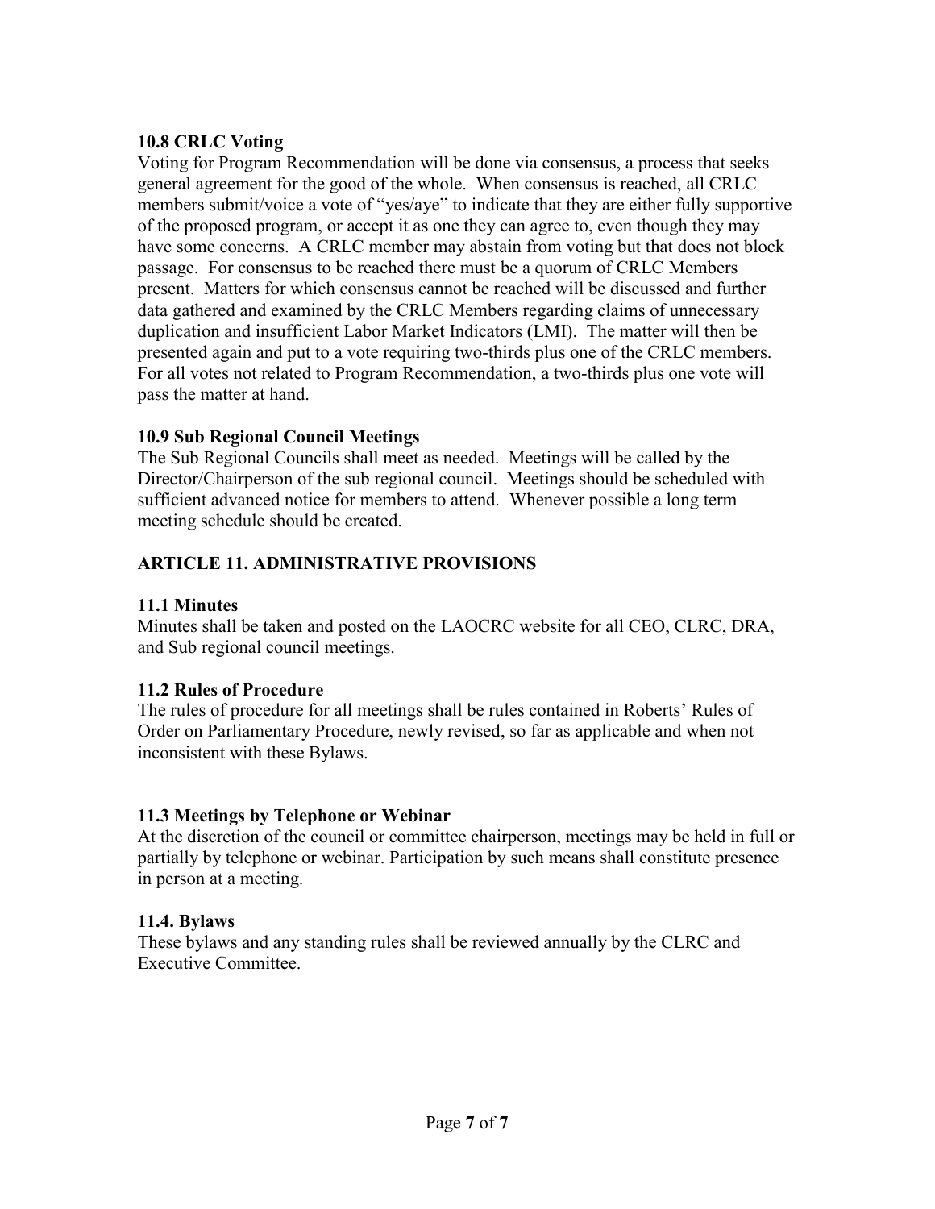### 10.8 CRLC Voting

Voting for Program Recommendation will be done via consensus, a process that seeks general agreement for the good of the whole. When consensus is reached, all CRLC members submit/voice a vote of "yes/aye" to indicate that they are either fully supportive of the proposed program, or accept it as one they can agree to, even though they may have some concerns. A CRLC member may abstain from voting but that does not block passage. For consensus to be reached there must be a quorum of CRLC Members present. Matters for which consensus cannot be reached will be discussed and further data gathered and examined by the CRLC Members regarding claims of unnecessary duplication and insufficient Labor Market Indicators (LMI). The matter will then be presented again and put to a vote requiring two-thirds plus one of the CRLC members. For all votes not related to Program Recommendation, a two-thirds plus one vote will pass the matter at hand.

### 10.9 Sub Regional Council Meetings

The Sub Regional Councils shall meet as needed. Meetings will be called by the Director/Chairperson of the sub regional council. Meetings should be scheduled with sufficient advanced notice for members to attend. Whenever possible a long term meeting schedule should be created.

## ARTICLE 11. ADMINISTRATIVE PROVISIONS

### 11.1 Minutes

Minutes shall be taken and posted on the LAOCRC website for all CEO, CLRC, DRA, and Sub regional council meetings.

### 11.2 Rules of Procedure

The rules of procedure for all meetings shall be rules contained in Roberts' Rules of Order on Parliamentary Procedure, newly revised, so far as applicable and when not inconsistent with these Bylaws.

### 11.3 Meetings by Telephone or Webinar

At the discretion of the council or committee chairperson, meetings may be held in full or partially by telephone or webinar. Participation by such means shall constitute presence in person at a meeting.

### 11.4. Bylaws

These bylaws and any standing rules shall be reviewed annually by the CLRC and Executive Committee.